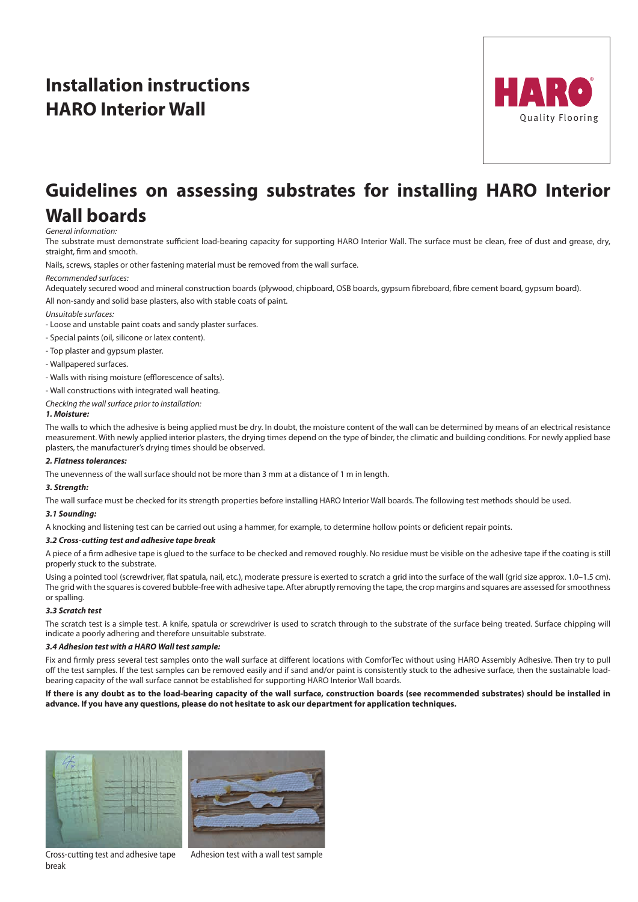# Installation instructions HARO Interior Wall

HARO Quality Flooring

## Guidelines on assessing substrates for installing HARO Interior Wall boards

*General information:*

The substrate must demonstrate sufficient load-bearing capacity for supporting HARO Interior Wall. The surface must be clean, free of dust and grease, dry, straight, firm and smooth.

Nails, screws, staples or other fastening material must be removed from the wall surface.

*Recommended surfaces:*

Adequately secured wood and mineral construction boards (plywood, chipboard, OSB boards, gypsum fibreboard, fibre cement board, gypsum board).

All non-sandy and solid base plasters, also with stable coats of paint.

*Unsuitable surfaces:*

- Loose and unstable paint coats and sandy plaster surfaces.
- Special paints (oil, silicone or latex content).
- Top plaster and gypsum plaster.
- Wallpapered surfaces.
- Walls with rising moisture (efflorescence of salts).
- Wall constructions with integrated wall heating.

*Checking the wall surface prior to installation:*

***1. Moisture:***

The walls to which the adhesive is being applied must be dry. In doubt, the moisture content of the wall can be determined by means of an electrical resistance measurement. With newly applied interior plasters, the drying times depend on the type of binder, the climatic and building conditions. For newly applied base plasters, the manufacturer's drying times should be observed.

***2. Flatness tolerances:***

The unevenness of the wall surface should not be more than 3 mm at a distance of 1 m in length.

***3. Strength:***

The wall surface must be checked for its strength properties before installing HARO Interior Wall boards. The following test methods should be used.

***3.1 Sounding:***

A knocking and listening test can be carried out using a hammer, for example, to determine hollow points or deficient repair points.

***3.2 Cross-cutting test and adhesive tape break***

A piece of a firm adhesive tape is glued to the surface to be checked and removed roughly. No residue must be visible on the adhesive tape if the coating is still properly stuck to the substrate.

Using a pointed tool (screwdriver, flat spatula, nail, etc.), moderate pressure is exerted to scratch a grid into the surface of the wall (grid size approx. 1.0–1.5 cm). The grid with the squares is covered bubble-free with adhesive tape. After abruptly removing the tape, the crop margins and squares are assessed for smoothness or spalling.

***3.3 Scratch test***

The scratch test is a simple test. A knife, spatula or screwdriver is used to scratch through to the substrate of the surface being treated. Surface chipping will indicate a poorly adhering and therefore unsuitable substrate.

***3.4 Adhesion test with a HARO Wall test sample:***

Fix and firmly press several test samples onto the wall surface at different locations with ComforTec without using HARO Assembly Adhesive. Then try to pull off the test samples. If the test samples can be removed easily and if sand and/or paint is consistently stuck to the adhesive surface, then the sustainable load-bearing capacity of the wall surface cannot be established for supporting HARO Interior Wall boards.

**If there is any doubt as to the load-bearing capacity of the wall surface, construction boards (see recommended substrates) should be installed in advance. If you have any questions, please do not hesitate to ask our department for application techniques.**

Cross-cutting test and adhesive tape break

Adhesion test with a wall test sample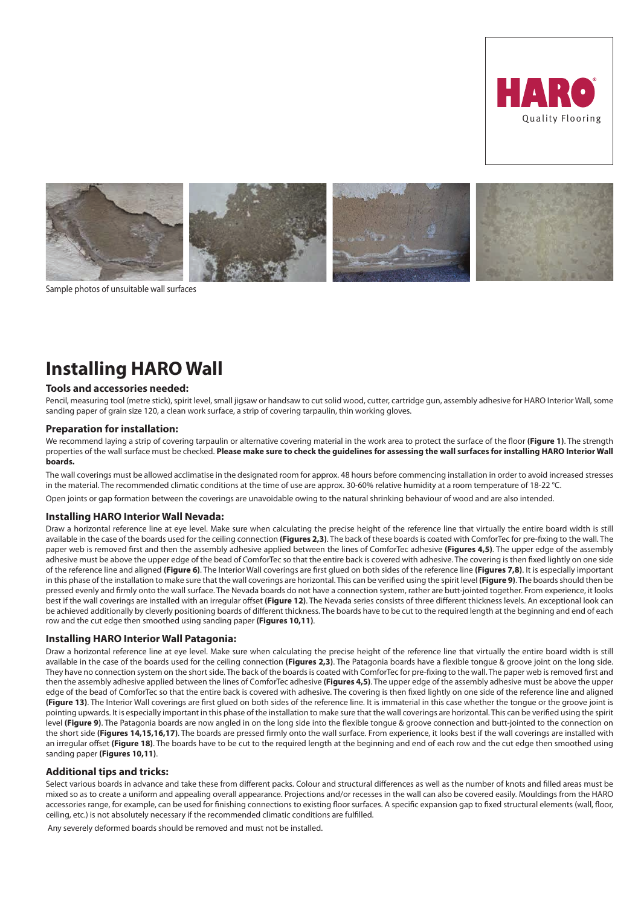Sample photos of unsuitable wall surfaces

# Installing HARO Wall

### Tools and accessories needed:

Pencil, measuring tool (metre stick), spirit level, small jigsaw or handsaw to cut solid wood, cutter, cartridge gun, assembly adhesive for HARO Interior Wall, some sanding paper of grain size 120, a clean work surface, a strip of covering tarpaulin, thin working gloves.

### Preparation for installation:

We recommend laying a strip of covering tarpaulin or alternative covering material in the work area to protect the surface of the floor **(Figure 1)**. The strength properties of the wall surface must be checked. **Please make sure to check the guidelines for assessing the wall surfaces for installing HARO Interior Wall boards.**

The wall coverings must be allowed acclimatise in the designated room for approx. 48 hours before commencing installation in order to avoid increased stresses in the material. The recommended climatic conditions at the time of use are approx. 30-60% relative humidity at a room temperature of 18-22 °C.

Open joints or gap formation between the coverings are unavoidable owing to the natural shrinking behaviour of wood and are also intended.

### Installing HARO Interior Wall Nevada:

Draw a horizontal reference line at eye level. Make sure when calculating the precise height of the reference line that virtually the entire board width is still available in the case of the boards used for the ceiling connection **(Figures 2,3)**. The back of these boards is coated with ComforTec for pre-fixing to the wall. The paper web is removed first and then the assembly adhesive applied between the lines of ComforTec adhesive **(Figures 4,5)**. The upper edge of the assembly adhesive must be above the upper edge of the bead of ComforTec so that the entire back is covered with adhesive. The covering is then fixed lightly on one side of the reference line and aligned **(Figure 6)**. The Interior Wall coverings are first glued on both sides of the reference line **(Figures 7,8)**. It is especially important in this phase of the installation to make sure that the wall coverings are horizontal. This can be verified using the spirit level **(Figure 9)**. The boards should then be pressed evenly and firmly onto the wall surface. The Nevada boards do not have a connection system, rather are butt-jointed together. From experience, it looks best if the wall coverings are installed with an irregular offset **(Figure 12)**. The Nevada series consists of three different thickness levels. An exceptional look can be achieved additionally by cleverly positioning boards of different thickness. The boards have to be cut to the required length at the beginning and end of each row and the cut edge then smoothed using sanding paper **(Figures 10,11)**.

### Installing HARO Interior Wall Patagonia:

Draw a horizontal reference line at eye level. Make sure when calculating the precise height of the reference line that virtually the entire board width is still available in the case of the boards used for the ceiling connection **(Figures 2,3)**. The Patagonia boards have a flexible tongue & groove joint on the long side. They have no connection system on the short side. The back of the boards is coated with ComforTec for pre-fixing to the wall. The paper web is removed first and then the assembly adhesive applied between the lines of ComforTec adhesive **(Figures 4,5)**. The upper edge of the assembly adhesive must be above the upper edge of the bead of ComforTec so that the entire back is covered with adhesive. The covering is then fixed lightly on one side of the reference line and aligned **(Figure 13)**. The Interior Wall coverings are first glued on both sides of the reference line. It is immaterial in this case whether the tongue or the groove joint is pointing upwards. It is especially important in this phase of the installation to make sure that the wall coverings are horizontal. This can be verified using the spirit level **(Figure 9)**. The Patagonia boards are now angled in on the long side into the flexible tongue & groove connection and butt-jointed to the connection on the short side **(Figures 14,15,16,17)**. The boards are pressed firmly onto the wall surface. From experience, it looks best if the wall coverings are installed with an irregular offset **(Figure 18)**. The boards have to be cut to the required length at the beginning and end of each row and the cut edge then smoothed using sanding paper **(Figures 10,11)**.

### Additional tips and tricks:

Select various boards in advance and take these from different packs. Colour and structural differences as well as the number of knots and filled areas must be mixed so as to create a uniform and appealing overall appearance. Projections and/or recesses in the wall can also be covered easily. Mouldings from the HARO accessories range, for example, can be used for finishing connections to existing floor surfaces. A specific expansion gap to fixed structural elements (wall, floor, ceiling, etc.) is not absolutely necessary if the recommended climatic conditions are fulfilled.

Any severely deformed boards should be removed and must not be installed.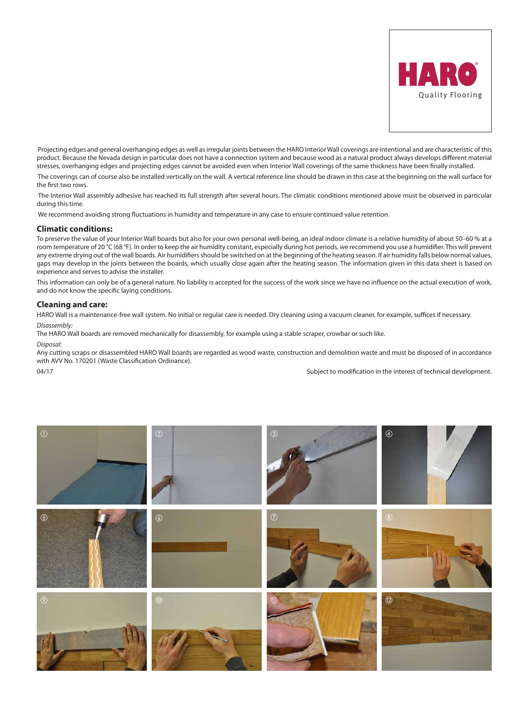Projecting edges and general overhanging edges as well as irregular joints between the HARO Interior Wall coverings are intentional and are characteristic of this product. Because the Nevada design in particular does not have a connection system and because wood as a natural product always develops different material stresses, overhanging edges and projecting edges cannot be avoided even when Interior Wall coverings of the same thickness have been finally installed.

The coverings can of course also be installed vertically on the wall. A vertical reference line should be drawn in this case at the beginning on the wall surface for the first two rows.

The Interior Wall assembly adhesive has reached its full strength after several hours. The climatic conditions mentioned above must be observed in particular during this time.

We recommend avoiding strong fluctuations in humidity and temperature in any case to ensure continued value retention.

### Climatic conditions:

To preserve the value of your Interior Wall boards but also for your own personal well-being, an ideal indoor climate is a relative humidity of about 50–60 % at a room temperature of 20 °C (68 °F). In order to keep the air humidity constant, especially during hot periods, we recommend you use a humidifier. This will prevent any extreme drying out of the wall boards. Air humidifiers should be switched on at the beginning of the heating season. If air humidity falls below normal values, gaps may develop in the joints between the boards, which usually close again after the heating season. The information given in this data sheet is based on experience and serves to advise the installer.

This information can only be of a general nature. No liability is accepted for the success of the work since we have no influence on the actual execution of work, and do not know the specific laying conditions.

### Cleaning and care:

HARO Wall is a maintenance-free wall system. No initial or regular care is needed. Dry cleaning using a vacuum cleaner, for example, suffices if necessary.

*Disassembly:*

The HARO Wall boards are removed mechanically for disassembly, for example using a stable scraper, crowbar or such like.

*Disposal:*

Any cutting scraps or disassembled HARO Wall boards are regarded as wood waste, construction and demolition waste and must be disposed of in accordance with AVV No. 170201 (Waste Classification Ordinance).

04/17

Subject to modification in the interest of technical development.

① ② ③ ④ ⑤ ⑥ ⑦ ⑧ ⑨ ⑩ ⑪ ⑫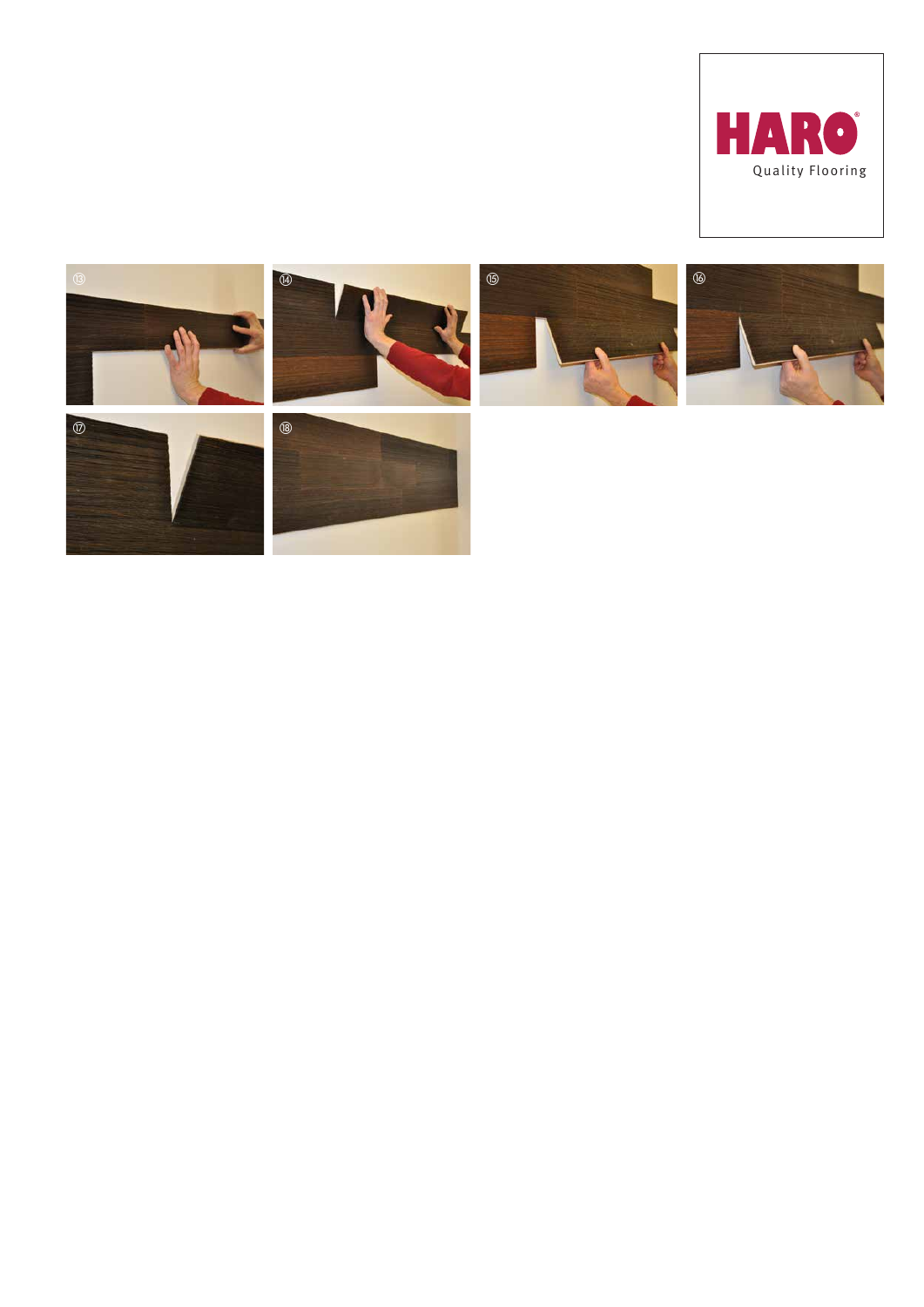HARO®

Quality Flooring

⑬ ⑭ ⑮ ⑯

⑰ ⑱